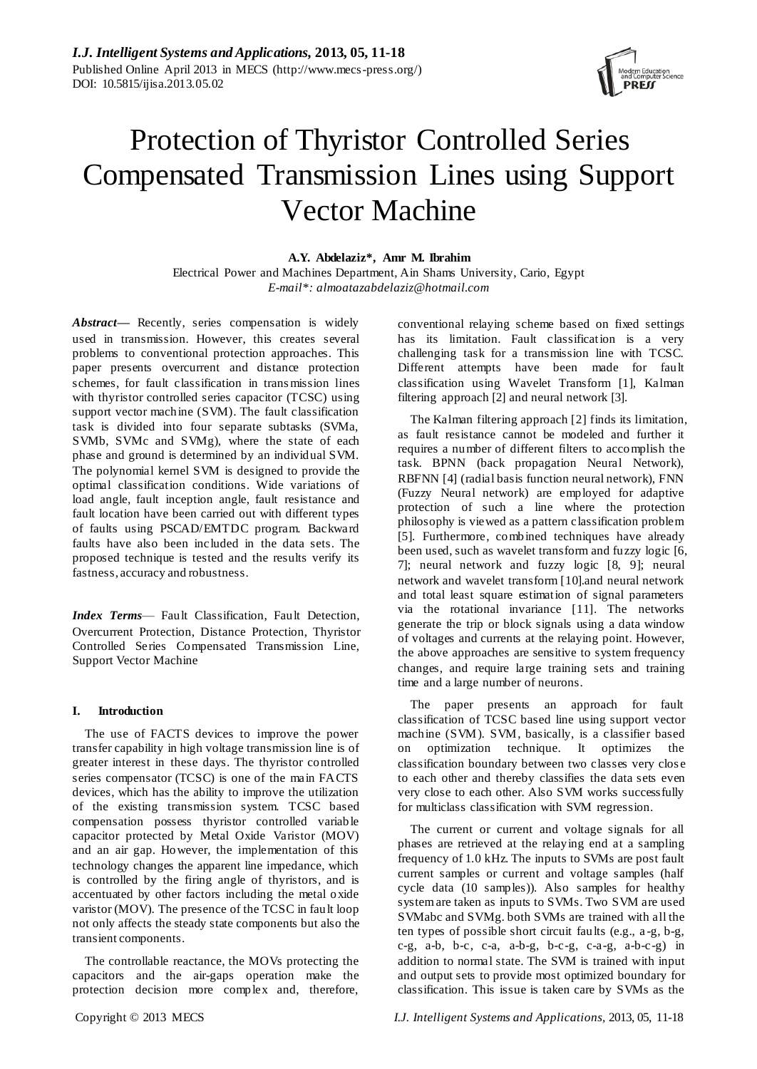# Protection of Thyristor Controlled Series Compensated Transmission Lines using Support Vector Machine

**A.Y. Abdelaziz\*, Amr M. Ibrahim**

Electrical Power and Machines Department, Ain Shams University, Cario, Egypt

*E-mail\*: almoatazabdelaziz@hotmail.com*

***Abstract*—** Recently, series compensation is widely used in transmission. However, this creates several problems to conventional protection approaches. This paper presents overcurrent and distance protection schemes, for fault classification in transmission lines with thyristor controlled series capacitor (TCSC) using support vector machine (SVM). The fault classification task is divided into four separate subtasks (SVMa, SVMb, SVMc and SVMg), where the state of each phase and ground is determined by an individual SVM. The polynomial kernel SVM is designed to provide the optimal classification conditions. Wide variations of load angle, fault inception angle, fault resistance and fault location have been carried out with different types of faults using PSCAD/EMTDC program. Backward faults have also been included in the data sets. The proposed technique is tested and the results verify its fastness, accuracy and robustness.

***Index Terms*—** Fault Classification, Fault Detection, Overcurrent Protection, Distance Protection, Thyristor Controlled Series Compensated Transmission Line, Support Vector Machine

## I. Introduction

The use of FACTS devices to improve the power transfer capability in high voltage transmission line is of greater interest in these days. The thyristor controlled series compensator (TCSC) is one of the main FACTS devices, which has the ability to improve the utilization of the existing transmission system. TCSC based compensation possess thyristor controlled variable capacitor protected by Metal Oxide Varistor (MOV) and an air gap. However, the implementation of this technology changes the apparent line impedance, which is controlled by the firing angle of thyristors, and is accentuated by other factors including the metal oxide varistor (MOV). The presence of the TCSC in fault loop not only affects the steady state components but also the transient components.

The controllable reactance, the MOVs protecting the capacitors and the air-gaps operation make the protection decision more complex and, therefore, conventional relaying scheme based on fixed settings has its limitation. Fault classification is a very challenging task for a transmission line with TCSC. Different attempts have been made for fault classification using Wavelet Transform [1], Kalman filtering approach [2] and neural network [3].

The Kalman filtering approach [2] finds its limitation, as fault resistance cannot be modeled and further it requires a number of different filters to accomplish the task. BPNN (back propagation Neural Network), RBFNN [4] (radial basis function neural network), FNN (Fuzzy Neural network) are employed for adaptive protection of such a line where the protection philosophy is viewed as a pattern classification problem [5]. Furthermore, combined techniques have already been used, such as wavelet transform and fuzzy logic [6, 7]; neural network and fuzzy logic [8, 9]; neural network and wavelet transform [10].and neural network and total least square estimation of signal parameters via the rotational invariance [11]. The networks generate the trip or block signals using a data window of voltages and currents at the relaying point. However, the above approaches are sensitive to system frequency changes, and require large training sets and training time and a large number of neurons.

The paper presents an approach for fault classification of TCSC based line using support vector machine (SVM). SVM, basically, is a classifier based on optimization technique. It optimizes the classification boundary between two classes very close to each other and thereby classifies the data sets even very close to each other. Also SVM works successfully for multiclass classification with SVM regression.

The current or current and voltage signals for all phases are retrieved at the relaying end at a sampling frequency of 1.0 kHz. The inputs to SVMs are post fault current samples or current and voltage samples (half cycle data (10 samples)). Also samples for healthy system are taken as inputs to SVMs. Two SVM are used SVMabc and SVMg. both SVMs are trained with all the ten types of possible short circuit faults (e.g., a-g, b-g, c-g, a-b, b-c, c-a, a-b-g, b-c-g, c-a-g, a-b-c-g) in addition to normal state. The SVM is trained with input and output sets to provide most optimized boundary for classification. This issue is taken care by SVMs as the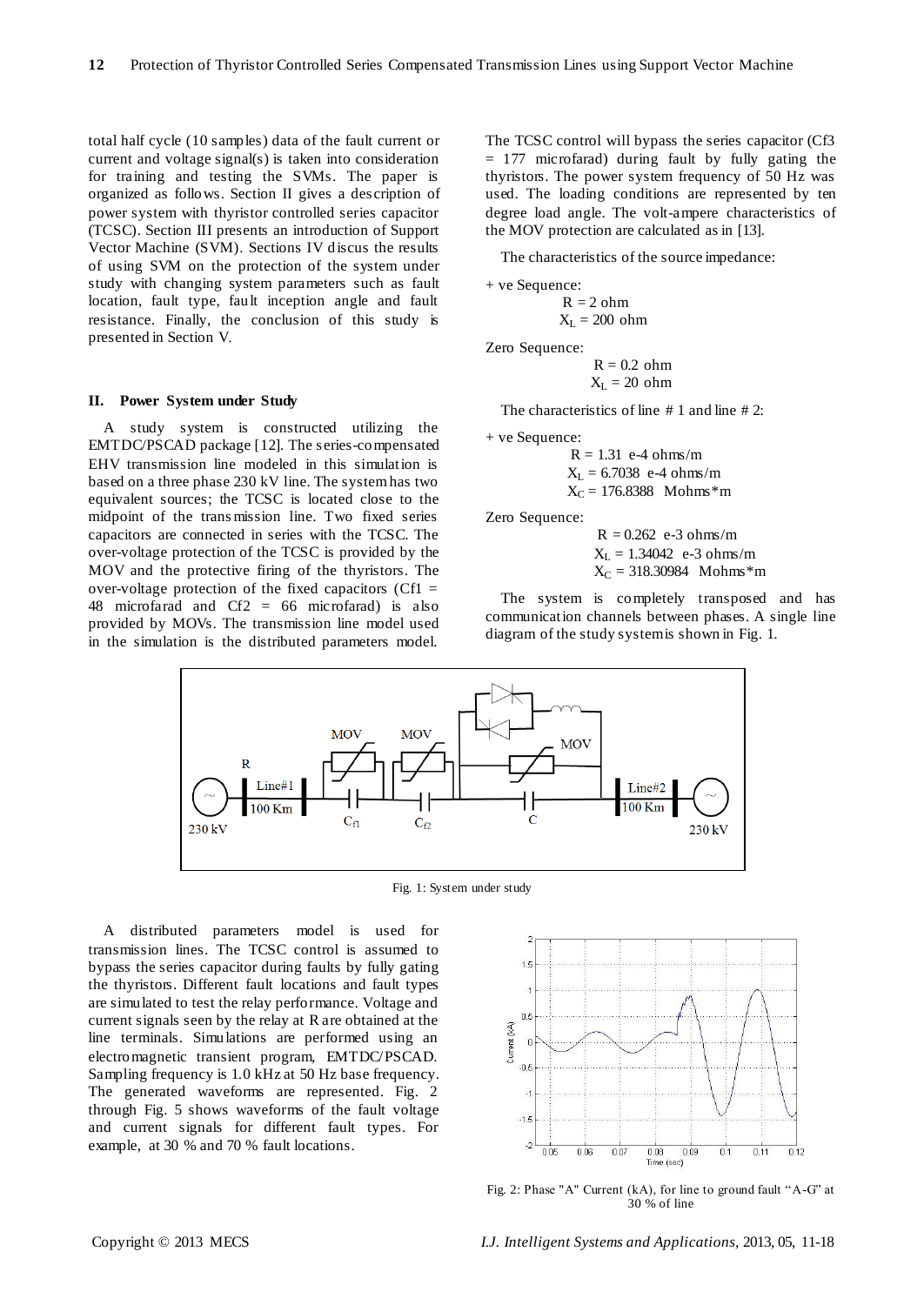total half cycle (10 samples) data of the fault current or current and voltage signal(s) is taken into consideration for training and testing the SVMs. The paper is organized as follows. Section II gives a description of power system with thyristor controlled series capacitor (TCSC). Section III presents an introduction of Support Vector Machine (SVM). Sections IV discus the results of using SVM on the protection of the system under study with changing system parameters such as fault location, fault type, fault inception angle and fault resistance. Finally, the conclusion of this study is presented in Section V.

## II. Power System under Study

A study system is constructed utilizing the EMTDC/PSCAD package [12]. The series-compensated EHV transmission line modeled in this simulation is based on a three phase 230 kV line. The system has two equivalent sources; the TCSC is located close to the midpoint of the transmission line. Two fixed series capacitors are connected in series with the TCSC. The over-voltage protection of the TCSC is provided by the MOV and the protective firing of the thyristors. The over-voltage protection of the fixed capacitors (Cf1 = 48 microfarad and Cf2 = 66 microfarad) is also provided by MOVs. The transmission line model used in the simulation is the distributed parameters model. The TCSC control will bypass the series capacitor (Cf3 = 177 microfarad) during fault by fully gating the thyristors. The power system frequency of 50 Hz was used. The loading conditions are represented by ten degree load angle. The volt-ampere characteristics of the MOV protection are calculated as in [13].

The characteristics of the source impedance:

+ ve Sequence:

R = 2 ohm

$X_L$ = 200 ohm

Zero Sequence:

R = 0.2 ohm

$X_L$ = 20 ohm

The characteristics of line # 1 and line # 2:

+ ve Sequence:

R = 1.31 e-4 ohms/m

$X_L$ = 6.7038 e-4 ohms/m

$X_C$ = 176.8388 Mohms*m

Zero Sequence:

R = 0.262 e-3 ohms/m

$X_L$ = 1.34042 e-3 ohms/m

$X_C$ = 318.30984 Mohms*m

The system is completely transposed and has communication channels between phases. A single line diagram of the study system is shown in Fig. 1.

Fig. 1: System under study

A distributed parameters model is used for transmission lines. The TCSC control is assumed to bypass the series capacitor during faults by fully gating the thyristors. Different fault locations and fault types are simulated to test the relay performance. Voltage and current signals seen by the relay at R are obtained at the line terminals. Simulations are performed using an electromagnetic transient program, EMTDC/PSCAD. Sampling frequency is 1.0 kHz at 50 Hz base frequency. The generated waveforms are represented. Fig. 2 through Fig. 5 shows waveforms of the fault voltage and current signals for different fault types. For example, at 30 % and 70 % fault locations.

Fig. 2: Phase "A" Current (kA), for line to ground fault "A-G" at 30 % of line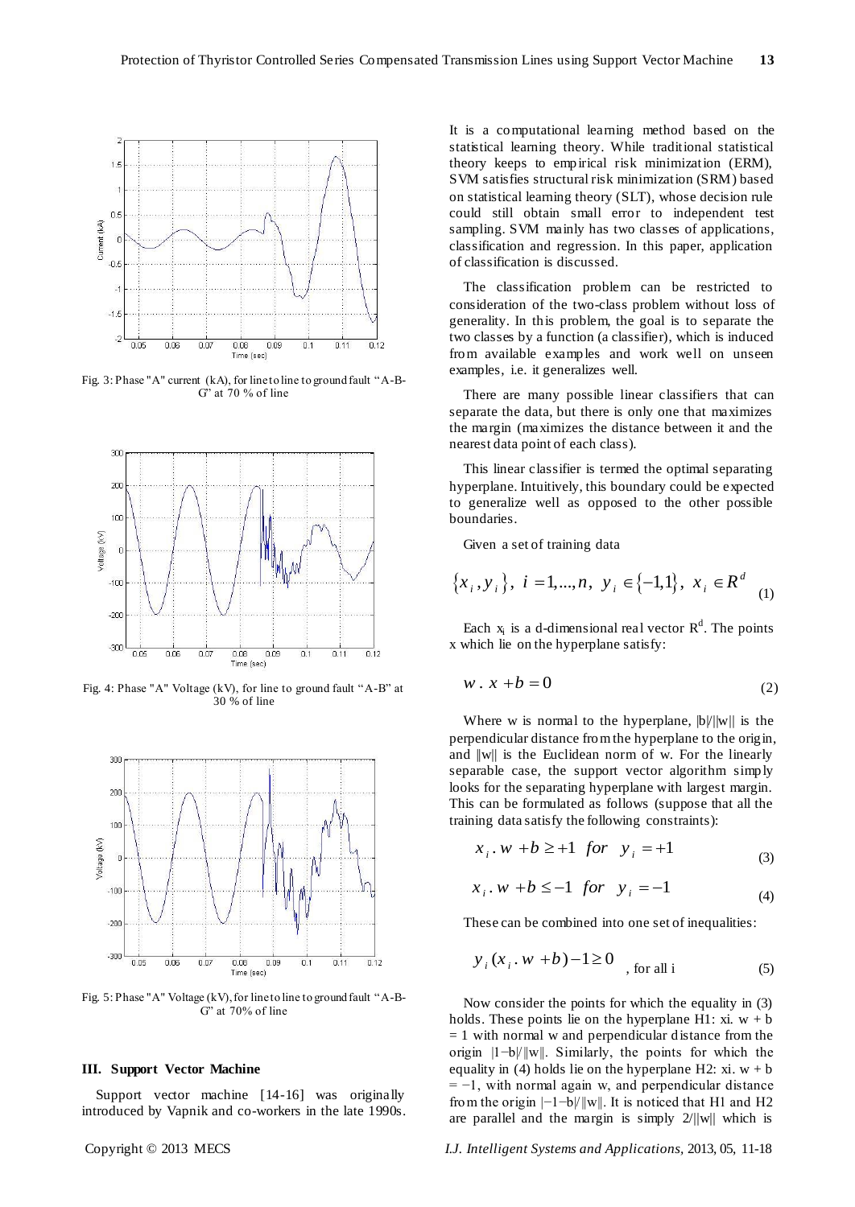Fig. 3: Phase "A" current (kA), for line to line to ground fault "A-B-G" at 70 % of line

Fig. 4: Phase "A" Voltage (kV), for line to ground fault "A-B" at 30 % of line

Fig. 5: Phase "A" Voltage (kV), for line to line to ground fault "A-B-G" at 70% of line

### III. Support Vector Machine

Support vector machine [14-16] was originally introduced by Vapnik and co-workers in the late 1990s. It is a computational learning method based on the statistical learning theory. While traditional statistical theory keeps to empirical risk minimization (ERM), SVM satisfies structural risk minimization (SRM) based on statistical learning theory (SLT), whose decision rule could still obtain small error to independent test sampling. SVM mainly has two classes of applications, classification and regression. In this paper, application of classification is discussed.

The classification problem can be restricted to consideration of the two-class problem without loss of generality. In this problem, the goal is to separate the two classes by a function (a classifier), which is induced from available examples and work well on unseen examples, i.e. it generalizes well.

There are many possible linear classifiers that can separate the data, but there is only one that maximizes the margin (maximizes the distance between it and the nearest data point of each class).

This linear classifier is termed the optimal separating hyperplane. Intuitively, this boundary could be expected to generalize well as opposed to the other possible boundaries.

Given a set of training data

$$\{x_i, y_i\},\ i = 1,...,n,\ y_i \in \{-1,1\},\ x_i \in R^d \quad (1)$$

Each $x_i$ is a d-dimensional real vector $R^d$. The points x which lie on the hyperplane satisfy:

$$w \,.\, x + b = 0 \quad (2)$$

Where w is normal to the hyperplane, $|b|/\|w\|$ is the perpendicular distance from the hyperplane to the origin, and $\|w\|$ is the Euclidean norm of w. For the linearly separable case, the support vector algorithm simply looks for the separating hyperplane with largest margin. This can be formulated as follows (suppose that all the training data satisfy the following constraints):

$$x_i \,.\, w + b \geq +1 \ \ for \ \ y_i = +1 \quad (3)$$

$$x_i \,.\, w + b \leq -1 \ \ for \ \ y_i = -1 \quad (4)$$

These can be combined into one set of inequalities:

$$y_i(x_i \,.\, w + b) - 1 \geq 0 \ \ \text{, for all i} \quad (5)$$

Now consider the points for which the equality in (3) holds. These points lie on the hyperplane H1: xi. w + b = 1 with normal w and perpendicular distance from the origin $|1-b|/\|w\|$. Similarly, the points for which the equality in (4) holds lie on the hyperplane H2: xi. w + b = −1, with normal again w, and perpendicular distance from the origin $|-1-b|/\|w\|$. It is noticed that H1 and H2 are parallel and the margin is simply $2/\|w\|$ which is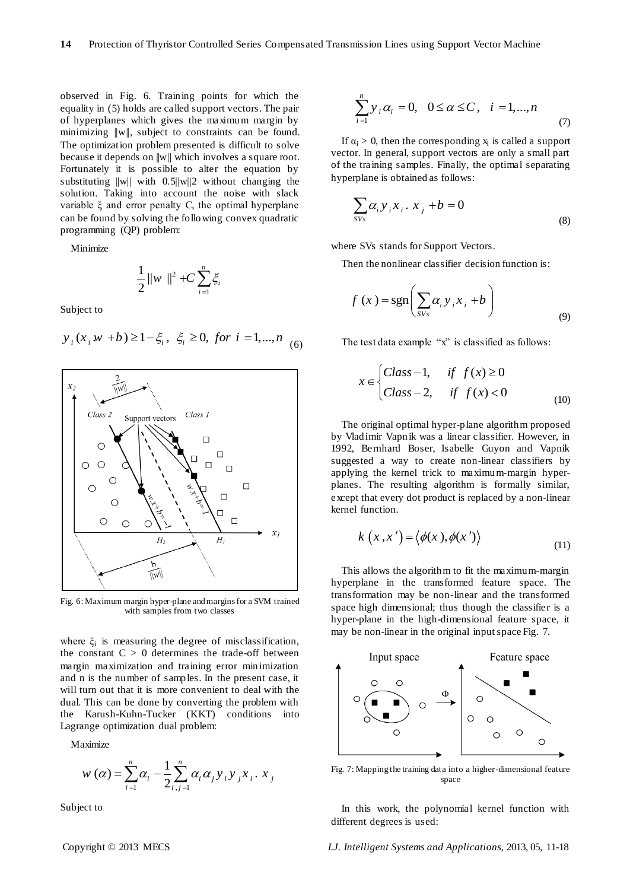observed in Fig. 6. Training points for which the equality in (5) holds are called support vectors. The pair of hyperplanes which gives the maximum margin by minimizing ‖w‖, subject to constraints can be found. The optimization problem presented is difficult to solve because it depends on ‖w‖ which involves a square root. Fortunately it is possible to alter the equation by substituting ‖w‖ with 0.5||w||2 without changing the solution. Taking into account the noise with slack variable ξ and error penalty C, the optimal hyperplane can be found by solving the following convex quadratic programming (QP) problem:

Minimize

$$\frac{1}{2}\|w\|^2 + C\sum_{i=1}^{n}\xi_i$$

Subject to

$$y_i(x_i.w + b) \geq 1 - \xi_i,\ \ \xi_i \geq 0,\ for\ i = 1,...,n \quad (6)$$

Fig. 6: Maximum margin hyper-plane and margins for a SVM trained with samples from two classes

where $\xi_i$ is measuring the degree of misclassification, the constant $C > 0$ determines the trade-off between margin maximization and training error minimization and n is the number of samples. In the present case, it will turn out that it is more convenient to deal with the dual. This can be done by converting the problem with the Karush-Kuhn-Tucker (KKT) conditions into Lagrange optimization dual problem:

Maximize

$$w(\alpha) = \sum_{i=1}^{n}\alpha_i - \frac{1}{2}\sum_{i,j=1}^{n}\alpha_i\alpha_j y_i y_j x_i.\, x_j$$

Subject to

$$\sum_{i=1}^{n} y_i\alpha_i = 0,\quad 0 \leq \alpha \leq C,\quad i = 1,...,n \quad (7)$$

If $\alpha_i > 0$, then the corresponding $x_i$ is called a support vector. In general, support vectors are only a small part of the training samples. Finally, the optimal separating hyperplane is obtained as follows:

$$\sum_{SVs}\alpha_i y_i x_i.\, x_j + b = 0 \quad (8)$$

where SVs stands for Support Vectors.

Then the nonlinear classifier decision function is:

$$f(x) = \operatorname{sgn}\left(\sum_{SVs}\alpha_i y_i x_i + b\right) \quad (9)$$

The test data example "x" is classified as follows:

$$x \in \begin{cases} Class-1, & if\ \ f(x) \geq 0 \\ Class-2, & if\ \ f(x) < 0 \end{cases} \quad (10)$$

The original optimal hyper-plane algorithm proposed by Vladimir Vapnik was a linear classifier. However, in 1992, Bernhard Boser, Isabelle Guyon and Vapnik suggested a way to create non-linear classifiers by applying the kernel trick to maximum-margin hyper-planes. The resulting algorithm is formally similar, except that every dot product is replaced by a non-linear kernel function.

$$k(x, x') = \langle\phi(x), \phi(x')\rangle \quad (11)$$

This allows the algorithm to fit the maximum-margin hyperplane in the transformed feature space. The transformation may be non-linear and the transformed space high dimensional; thus though the classifier is a hyper-plane in the high-dimensional feature space, it may be non-linear in the original input space Fig. 7.

Fig. 7: Mapping the training data into a higher-dimensional feature space

In this work, the polynomial kernel function with different degrees is used: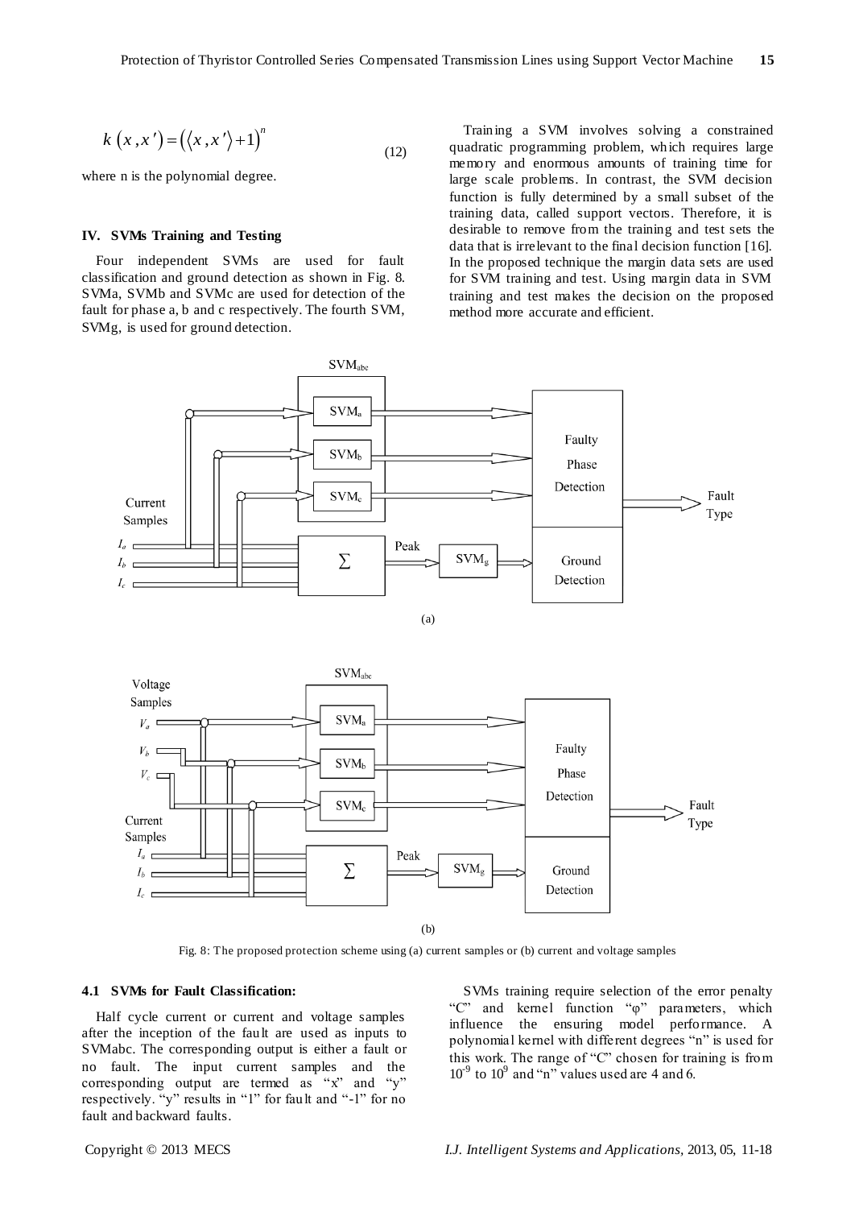$$k(x, x') = (\langle x, x' \rangle + 1)^n \tag{12}$$

where n is the polynomial degree.

## IV. SVMs Training and Testing

Four independent SVMs are used for fault classification and ground detection as shown in Fig. 8. SVMa, SVMb and SVMc are used for detection of the fault for phase a, b and c respectively. The fourth SVM, SVMg, is used for ground detection.

Training a SVM involves solving a constrained quadratic programming problem, which requires large memory and enormous amounts of training time for large scale problems. In contrast, the SVM decision function is fully determined by a small subset of the training data, called support vectors. Therefore, it is desirable to remove from the training and test sets the data that is irrelevant to the final decision function [16]. In the proposed technique the margin data sets are used for SVM training and test. Using margin data in SVM training and test makes the decision on the proposed method more accurate and efficient.

Fig. 8: The proposed protection scheme using (a) current samples or (b) current and voltage samples

### 4.1 SVMs for Fault Classification:

Half cycle current or current and voltage samples after the inception of the fault are used as inputs to SVMabc. The corresponding output is either a fault or no fault. The input current samples and the corresponding output are termed as "x" and "y" respectively. "y" results in "1" for fault and "-1" for no fault and backward faults.

SVMs training require selection of the error penalty "C" and kernel function "φ" parameters, which influence the ensuring model performance. A polynomial kernel with different degrees "n" is used for this work. The range of "C" chosen for training is from $10^{-9}$ to $10^{9}$ and "n" values used are 4 and 6.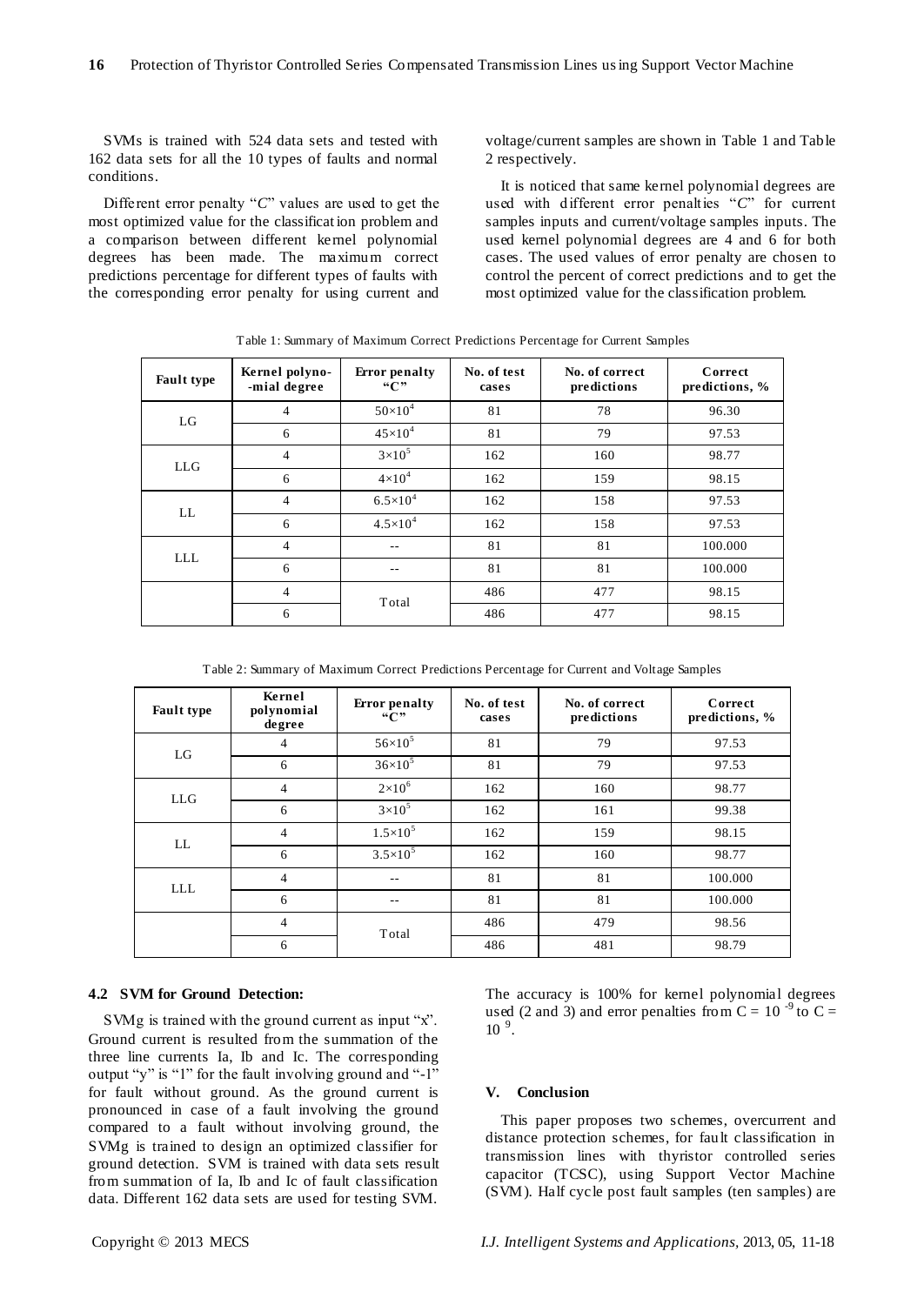SVMs is trained with 524 data sets and tested with 162 data sets for all the 10 types of faults and normal conditions.

Different error penalty "*C*" values are used to get the most optimized value for the classification problem and a comparison between different kernel polynomial degrees has been made. The maximum correct predictions percentage for different types of faults with the corresponding error penalty for using current and voltage/current samples are shown in Table 1 and Table 2 respectively.

It is noticed that same kernel polynomial degrees are used with different error penalties "*C*" for current samples inputs and current/voltage samples inputs. The used kernel polynomial degrees are 4 and 6 for both cases. The used values of error penalty are chosen to control the percent of correct predictions and to get the most optimized value for the classification problem.

Table 1: Summary of Maximum Correct Predictions Percentage for Current Samples

| Fault type | Kernel polyno-mial degree | Error penalty "C" | No. of test cases | No. of correct predictions | Correct predictions, % |
|---|---|---|---|---|---|
| LG | 4 | $50\times10^4$ | 81 | 78 | 96.30 |
| | 6 | $45\times10^4$ | 81 | 79 | 97.53 |
| LLG | 4 | $3\times10^5$ | 162 | 160 | 98.77 |
| | 6 | $4\times10^4$ | 162 | 159 | 98.15 |
| LL | 4 | $6.5\times10^4$ | 162 | 158 | 97.53 |
| | 6 | $4.5\times10^4$ | 162 | 158 | 97.53 |
| LLL | 4 | -- | 81 | 81 | 100.000 |
| | 6 | -- | 81 | 81 | 100.000 |
| | 4 | Total | 486 | 477 | 98.15 |
| | 6 | | 486 | 477 | 98.15 |

Table 2: Summary of Maximum Correct Predictions Percentage for Current and Voltage Samples

| Fault type | Kernel polynomial degree | Error penalty "C" | No. of test cases | No. of correct predictions | Correct predictions, % |
|---|---|---|---|---|---|
| LG | 4 | $56\times10^5$ | 81 | 79 | 97.53 |
| | 6 | $36\times10^5$ | 81 | 79 | 97.53 |
| LLG | 4 | $2\times10^6$ | 162 | 160 | 98.77 |
| | 6 | $3\times10^5$ | 162 | 161 | 99.38 |
| LL | 4 | $1.5\times10^5$ | 162 | 159 | 98.15 |
| | 6 | $3.5\times10^5$ | 162 | 160 | 98.77 |
| LLL | 4 | -- | 81 | 81 | 100.000 |
| | 6 | -- | 81 | 81 | 100.000 |
| | 4 | Total | 486 | 479 | 98.56 |
| | 6 | | 486 | 481 | 98.79 |

### 4.2 SVM for Ground Detection:

SVMg is trained with the ground current as input "x". Ground current is resulted from the summation of the three line currents Ia, Ib and Ic. The corresponding output "y" is "1" for the fault involving ground and "-1" for fault without ground. As the ground current is pronounced in case of a fault involving the ground compared to a fault without involving ground, the SVMg is trained to design an optimized classifier for ground detection. SVM is trained with data sets result from summation of Ia, Ib and Ic of fault classification data. Different 162 data sets are used for testing SVM. The accuracy is 100% for kernel polynomial degrees used (2 and 3) and error penalties from $C = 10^{-9}$ to $C = 10^{9}$.

## V. Conclusion

This paper proposes two schemes, overcurrent and distance protection schemes, for fault classification in transmission lines with thyristor controlled series capacitor (TCSC), using Support Vector Machine (SVM). Half cycle post fault samples (ten samples) are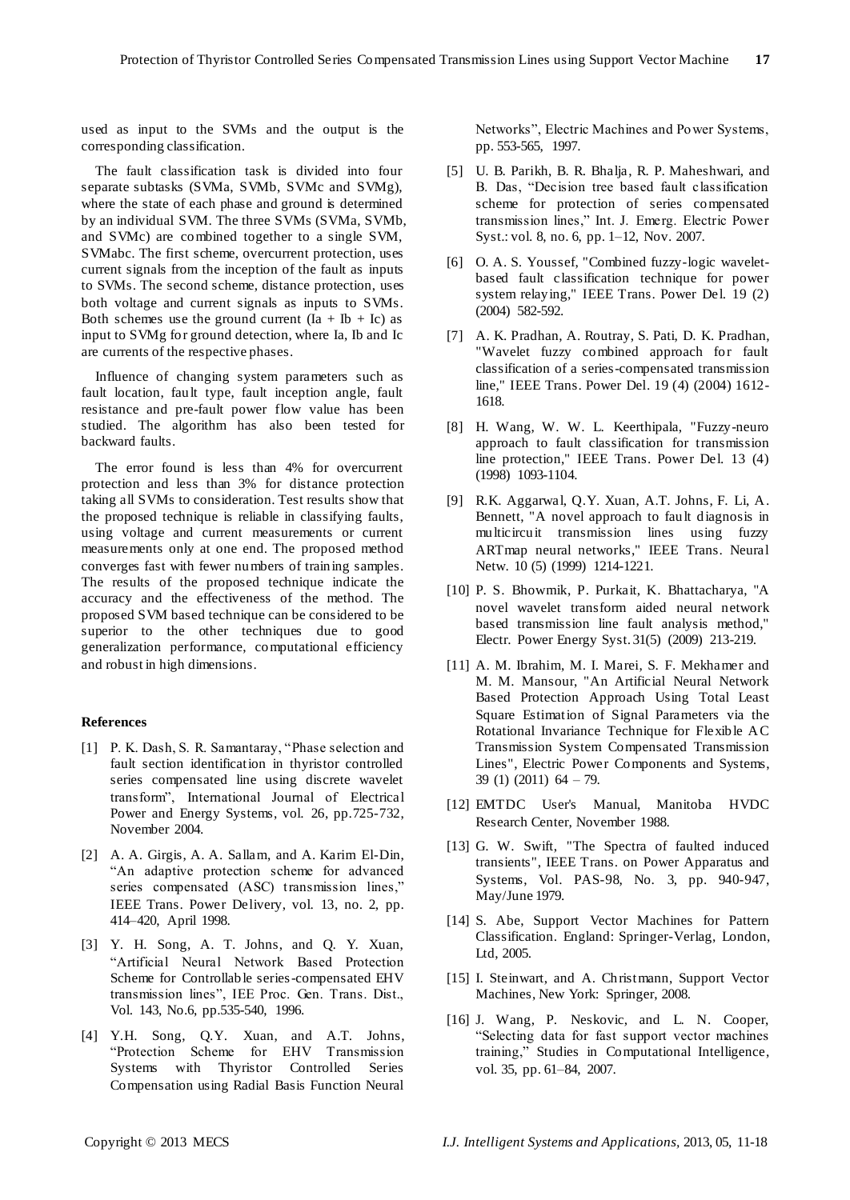used as input to the SVMs and the output is the corresponding classification.

The fault classification task is divided into four separate subtasks (SVMa, SVMb, SVMc and SVMg), where the state of each phase and ground is determined by an individual SVM. The three SVMs (SVMa, SVMb, and SVMc) are combined together to a single SVM, SVMabc. The first scheme, overcurrent protection, uses current signals from the inception of the fault as inputs to SVMs. The second scheme, distance protection, uses both voltage and current signals as inputs to SVMs. Both schemes use the ground current (Ia + Ib + Ic) as input to SVMg for ground detection, where Ia, Ib and Ic are currents of the respective phases.

Influence of changing system parameters such as fault location, fault type, fault inception angle, fault resistance and pre-fault power flow value has been studied. The algorithm has also been tested for backward faults.

The error found is less than 4% for overcurrent protection and less than 3% for distance protection taking all SVMs to consideration. Test results show that the proposed technique is reliable in classifying faults, using voltage and current measurements or current measurements only at one end. The proposed method converges fast with fewer numbers of training samples. The results of the proposed technique indicate the accuracy and the effectiveness of the method. The proposed SVM based technique can be considered to be superior to the other techniques due to good generalization performance, computational efficiency and robust in high dimensions.

## References

[1] P. K. Dash, S. R. Samantaray, "Phase selection and fault section identification in thyristor controlled series compensated line using discrete wavelet transform", International Journal of Electrical Power and Energy Systems, vol. 26, pp.725-732, November 2004.

[2] A. A. Girgis, A. A. Sallam, and A. Karim El-Din, "An adaptive protection scheme for advanced series compensated (ASC) transmission lines," IEEE Trans. Power Delivery, vol. 13, no. 2, pp. 414–420, April 1998.

[3] Y. H. Song, A. T. Johns, and Q. Y. Xuan, "Artificial Neural Network Based Protection Scheme for Controllable series-compensated EHV transmission lines", IEE Proc. Gen. Trans. Dist., Vol. 143, No.6, pp.535-540, 1996.

[4] Y.H. Song, Q.Y. Xuan, and A.T. Johns, "Protection Scheme for EHV Transmission Systems with Thyristor Controlled Series Compensation using Radial Basis Function Neural Networks", Electric Machines and Power Systems, pp. 553-565, 1997.

[5] U. B. Parikh, B. R. Bhalja, R. P. Maheshwari, and B. Das, "Decision tree based fault classification scheme for protection of series compensated transmission lines," Int. J. Emerg. Electric Power Syst.: vol. 8, no. 6, pp. 1–12, Nov. 2007.

[6] O. A. S. Youssef, "Combined fuzzy-logic wavelet-based fault classification technique for power system relaying," IEEE Trans. Power Del. 19 (2) (2004) 582-592.

[7] A. K. Pradhan, A. Routray, S. Pati, D. K. Pradhan, "Wavelet fuzzy combined approach for fault classification of a series-compensated transmission line," IEEE Trans. Power Del. 19 (4) (2004) 1612-1618.

[8] H. Wang, W. W. L. Keerthipala, "Fuzzy-neuro approach to fault classification for transmission line protection," IEEE Trans. Power Del. 13 (4) (1998) 1093-1104.

[9] R.K. Aggarwal, Q.Y. Xuan, A.T. Johns, F. Li, A. Bennett, "A novel approach to fault diagnosis in multicircuit transmission lines using fuzzy ARTmap neural networks," IEEE Trans. Neural Netw. 10 (5) (1999) 1214-1221.

[10] P. S. Bhowmik, P. Purkait, K. Bhattacharya, "A novel wavelet transform aided neural network based transmission line fault analysis method," Electr. Power Energy Syst. 31(5) (2009) 213-219.

[11] A. M. Ibrahim, M. I. Marei, S. F. Mekhamer and M. M. Mansour, "An Artificial Neural Network Based Protection Approach Using Total Least Square Estimation of Signal Parameters via the Rotational Invariance Technique for Flexible AC Transmission System Compensated Transmission Lines", Electric Power Components and Systems, 39 (1) (2011) 64 – 79.

[12] EMTDC User's Manual, Manitoba HVDC Research Center, November 1988.

[13] G. W. Swift, "The Spectra of faulted induced transients", IEEE Trans. on Power Apparatus and Systems, Vol. PAS-98, No. 3, pp. 940-947, May/June 1979.

[14] S. Abe, Support Vector Machines for Pattern Classification. England: Springer-Verlag, London, Ltd, 2005.

[15] I. Steinwart, and A. Christmann, Support Vector Machines, New York: Springer, 2008.

[16] J. Wang, P. Neskovic, and L. N. Cooper, "Selecting data for fast support vector machines training," Studies in Computational Intelligence, vol. 35, pp. 61–84, 2007.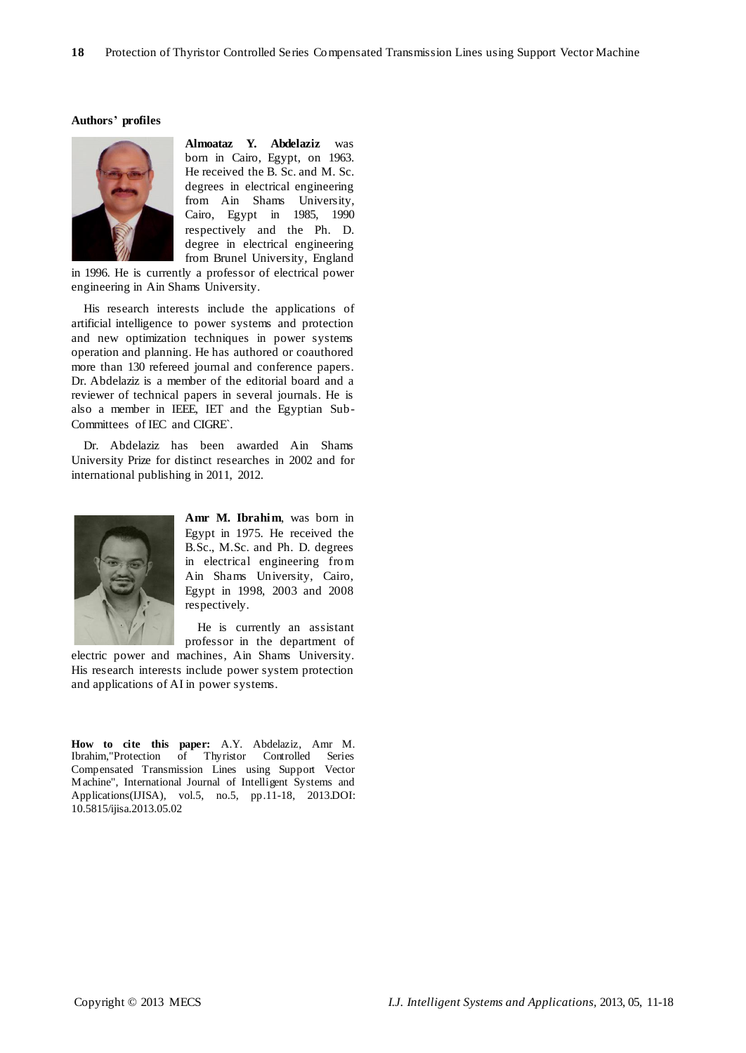**Authors' profiles**

**Almoataz Y. Abdelaziz** was born in Cairo, Egypt, on 1963. He received the B. Sc. and M. Sc. degrees in electrical engineering from Ain Shams University, Cairo, Egypt in 1985, 1990 respectively and the Ph. D. degree in electrical engineering from Brunel University, England in 1996. He is currently a professor of electrical power engineering in Ain Shams University.

His research interests include the applications of artificial intelligence to power systems and protection and new optimization techniques in power systems operation and planning. He has authored or coauthored more than 130 refereed journal and conference papers. Dr. Abdelaziz is a member of the editorial board and a reviewer of technical papers in several journals. He is also a member in IEEE, IET and the Egyptian Sub-Committees of IEC and CIGRE`.

Dr. Abdelaziz has been awarded Ain Shams University Prize for distinct researches in 2002 and for international publishing in 2011, 2012.

**Amr M. Ibrahim**, was born in Egypt in 1975. He received the B.Sc., M.Sc. and Ph. D. degrees in electrical engineering from Ain Shams University, Cairo, Egypt in 1998, 2003 and 2008 respectively.

He is currently an assistant professor in the department of electric power and machines, Ain Shams University. His research interests include power system protection and applications of AI in power systems.

**How to cite this paper:** A.Y. Abdelaziz, Amr M. Ibrahim,"Protection of Thyristor Controlled Series Compensated Transmission Lines using Support Vector Machine", International Journal of Intelligent Systems and Applications(IJISA), vol.5, no.5, pp.11-18, 2013.DOI: 10.5815/ijisa.2013.05.02